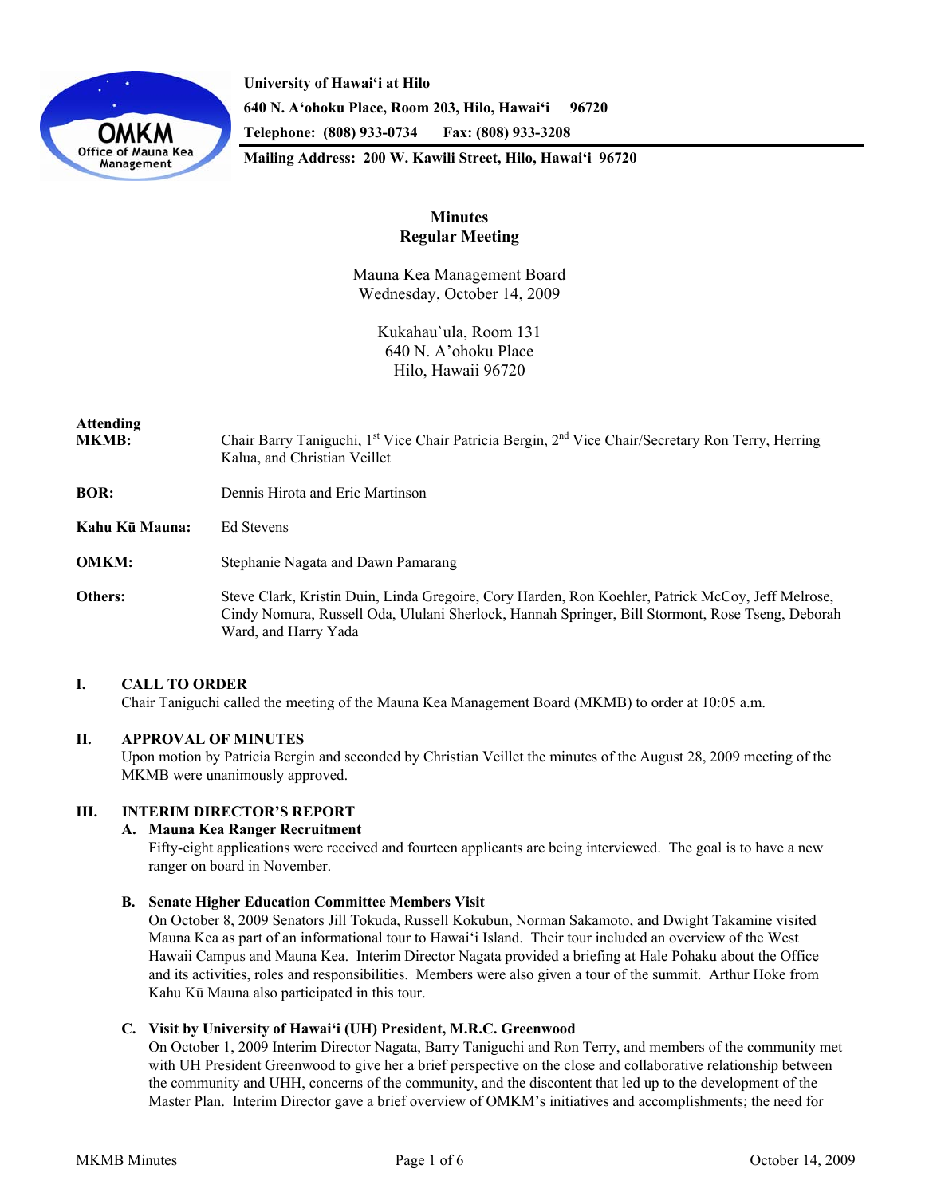**University of Hawaiʻi at Hilo**
**640 N. Aʻohoku Place, Room 203, Hilo, Hawaiʻi 96720**
**Telephone: (808) 933-0734 Fax: (808) 933-3208**
**Mailing Address: 200 W. Kawili Street, Hilo, Hawaiʻi 96720**

# Minutes
## Regular Meeting

Mauna Kea Management Board
Wednesday, October 14, 2009

Kukahau`ula, Room 131
640 N. A'ohoku Place
Hilo, Hawaii 96720

**Attending**

**MKMB:** Chair Barry Taniguchi, 1st Vice Chair Patricia Bergin, 2nd Vice Chair/Secretary Ron Terry, Herring Kalua, and Christian Veillet

**BOR:** Dennis Hirota and Eric Martinson

**Kahu Kū Mauna:** Ed Stevens

**OMKM:** Stephanie Nagata and Dawn Pamarang

**Others:** Steve Clark, Kristin Duin, Linda Gregoire, Cory Harden, Ron Koehler, Patrick McCoy, Jeff Melrose, Cindy Nomura, Russell Oda, Ululani Sherlock, Hannah Springer, Bill Stormont, Rose Tseng, Deborah Ward, and Harry Yada

### I. CALL TO ORDER

Chair Taniguchi called the meeting of the Mauna Kea Management Board (MKMB) to order at 10:05 a.m.

### II. APPROVAL OF MINUTES

Upon motion by Patricia Bergin and seconded by Christian Veillet the minutes of the August 28, 2009 meeting of the MKMB were unanimously approved.

### III. INTERIM DIRECTOR'S REPORT

**A. Mauna Kea Ranger Recruitment**

Fifty-eight applications were received and fourteen applicants are being interviewed. The goal is to have a new ranger on board in November.

**B. Senate Higher Education Committee Members Visit**

On October 8, 2009 Senators Jill Tokuda, Russell Kokubun, Norman Sakamoto, and Dwight Takamine visited Mauna Kea as part of an informational tour to Hawaiʻi Island. Their tour included an overview of the West Hawaii Campus and Mauna Kea. Interim Director Nagata provided a briefing at Hale Pohaku about the Office and its activities, roles and responsibilities. Members were also given a tour of the summit. Arthur Hoke from Kahu Kū Mauna also participated in this tour.

**C. Visit by University of Hawaiʻi (UH) President, M.R.C. Greenwood**

On October 1, 2009 Interim Director Nagata, Barry Taniguchi and Ron Terry, and members of the community met with UH President Greenwood to give her a brief perspective on the close and collaborative relationship between the community and UHH, concerns of the community, and the discontent that led up to the development of the Master Plan. Interim Director gave a brief overview of OMKM's initiatives and accomplishments; the need for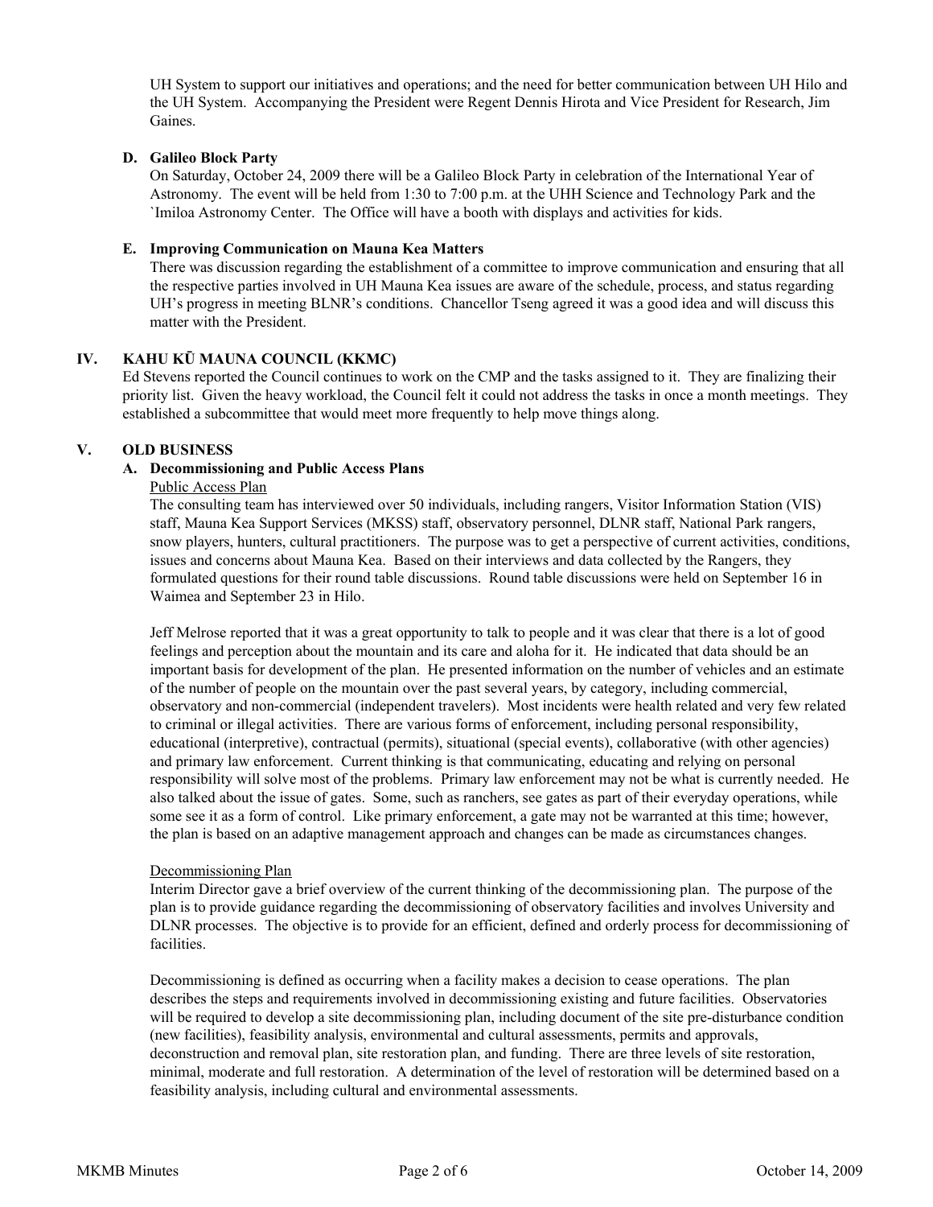UH System to support our initiatives and operations; and the need for better communication between UH Hilo and the UH System. Accompanying the President were Regent Dennis Hirota and Vice President for Research, Jim Gaines.

### D. Galileo Block Party

On Saturday, October 24, 2009 there will be a Galileo Block Party in celebration of the International Year of Astronomy. The event will be held from 1:30 to 7:00 p.m. at the UHH Science and Technology Park and the `Imiloa Astronomy Center. The Office will have a booth with displays and activities for kids.

### E. Improving Communication on Mauna Kea Matters

There was discussion regarding the establishment of a committee to improve communication and ensuring that all the respective parties involved in UH Mauna Kea issues are aware of the schedule, process, and status regarding UH's progress in meeting BLNR's conditions. Chancellor Tseng agreed it was a good idea and will discuss this matter with the President.

## IV. KAHU KŪ MAUNA COUNCIL (KKMC)

Ed Stevens reported the Council continues to work on the CMP and the tasks assigned to it. They are finalizing their priority list. Given the heavy workload, the Council felt it could not address the tasks in once a month meetings. They established a subcommittee that would meet more frequently to help move things along.

## V. OLD BUSINESS

### A. Decommissioning and Public Access Plans

Public Access Plan

The consulting team has interviewed over 50 individuals, including rangers, Visitor Information Station (VIS) staff, Mauna Kea Support Services (MKSS) staff, observatory personnel, DLNR staff, National Park rangers, snow players, hunters, cultural practitioners. The purpose was to get a perspective of current activities, conditions, issues and concerns about Mauna Kea. Based on their interviews and data collected by the Rangers, they formulated questions for their round table discussions. Round table discussions were held on September 16 in Waimea and September 23 in Hilo.

Jeff Melrose reported that it was a great opportunity to talk to people and it was clear that there is a lot of good feelings and perception about the mountain and its care and aloha for it. He indicated that data should be an important basis for development of the plan. He presented information on the number of vehicles and an estimate of the number of people on the mountain over the past several years, by category, including commercial, observatory and non-commercial (independent travelers). Most incidents were health related and very few related to criminal or illegal activities. There are various forms of enforcement, including personal responsibility, educational (interpretive), contractual (permits), situational (special events), collaborative (with other agencies) and primary law enforcement. Current thinking is that communicating, educating and relying on personal responsibility will solve most of the problems. Primary law enforcement may not be what is currently needed. He also talked about the issue of gates. Some, such as ranchers, see gates as part of their everyday operations, while some see it as a form of control. Like primary enforcement, a gate may not be warranted at this time; however, the plan is based on an adaptive management approach and changes can be made as circumstances changes.

Decommissioning Plan

Interim Director gave a brief overview of the current thinking of the decommissioning plan. The purpose of the plan is to provide guidance regarding the decommissioning of observatory facilities and involves University and DLNR processes. The objective is to provide for an efficient, defined and orderly process for decommissioning of facilities.

Decommissioning is defined as occurring when a facility makes a decision to cease operations. The plan describes the steps and requirements involved in decommissioning existing and future facilities. Observatories will be required to develop a site decommissioning plan, including document of the site pre-disturbance condition (new facilities), feasibility analysis, environmental and cultural assessments, permits and approvals, deconstruction and removal plan, site restoration plan, and funding. There are three levels of site restoration, minimal, moderate and full restoration. A determination of the level of restoration will be determined based on a feasibility analysis, including cultural and environmental assessments.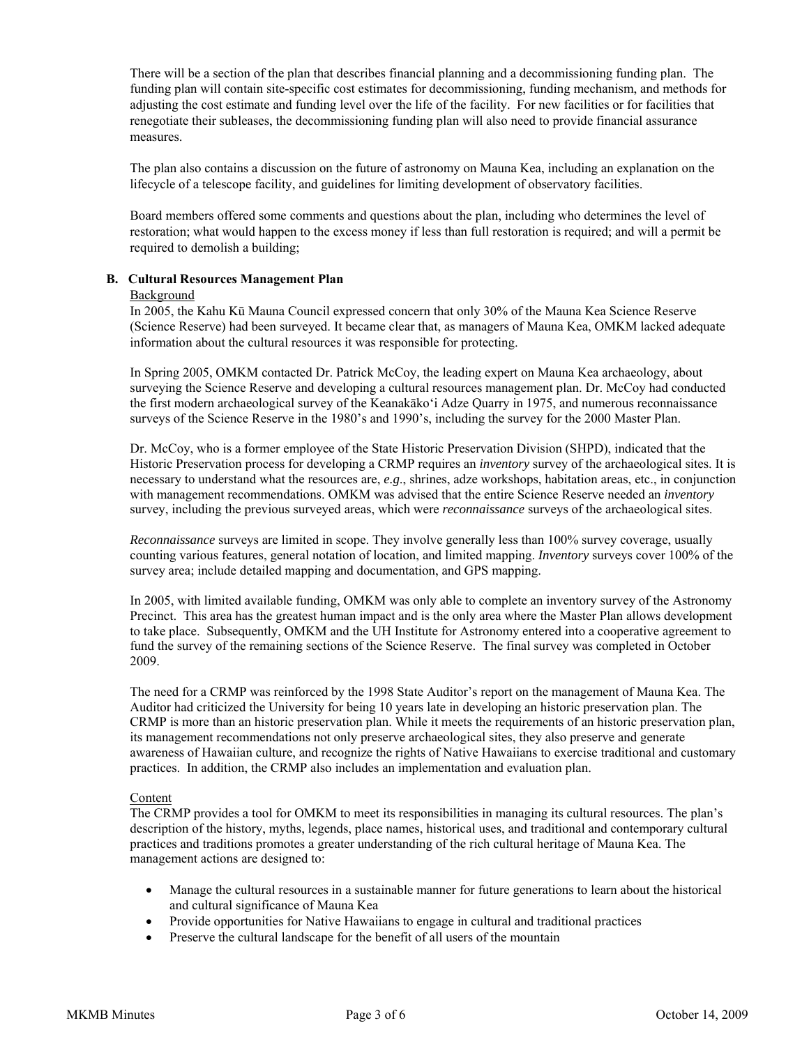There will be a section of the plan that describes financial planning and a decommissioning funding plan. The funding plan will contain site-specific cost estimates for decommissioning, funding mechanism, and methods for adjusting the cost estimate and funding level over the life of the facility. For new facilities or for facilities that renegotiate their subleases, the decommissioning funding plan will also need to provide financial assurance measures.

The plan also contains a discussion on the future of astronomy on Mauna Kea, including an explanation on the lifecycle of a telescope facility, and guidelines for limiting development of observatory facilities.

Board members offered some comments and questions about the plan, including who determines the level of restoration; what would happen to the excess money if less than full restoration is required; and will a permit be required to demolish a building;

**B. Cultural Resources Management Plan**

Background

In 2005, the Kahu Kū Mauna Council expressed concern that only 30% of the Mauna Kea Science Reserve (Science Reserve) had been surveyed. It became clear that, as managers of Mauna Kea, OMKM lacked adequate information about the cultural resources it was responsible for protecting.

In Spring 2005, OMKM contacted Dr. Patrick McCoy, the leading expert on Mauna Kea archaeology, about surveying the Science Reserve and developing a cultural resources management plan. Dr. McCoy had conducted the first modern archaeological survey of the Keanakāko'i Adze Quarry in 1975, and numerous reconnaissance surveys of the Science Reserve in the 1980's and 1990's, including the survey for the 2000 Master Plan.

Dr. McCoy, who is a former employee of the State Historic Preservation Division (SHPD), indicated that the Historic Preservation process for developing a CRMP requires an *inventory* survey of the archaeological sites. It is necessary to understand what the resources are, ***e.g.***, shrines, adze workshops, habitation areas, etc., in conjunction with management recommendations. OMKM was advised that the entire Science Reserve needed an *inventory* survey, including the previous surveyed areas, which were *reconnaissance* surveys of the archaeological sites.

*Reconnaissance* surveys are limited in scope. They involve generally less than 100% survey coverage, usually counting various features, general notation of location, and limited mapping. *Inventory* surveys cover 100% of the survey area; include detailed mapping and documentation, and GPS mapping.

In 2005, with limited available funding, OMKM was only able to complete an inventory survey of the Astronomy Precinct. This area has the greatest human impact and is the only area where the Master Plan allows development to take place. Subsequently, OMKM and the UH Institute for Astronomy entered into a cooperative agreement to fund the survey of the remaining sections of the Science Reserve. The final survey was completed in October 2009.

The need for a CRMP was reinforced by the 1998 State Auditor's report on the management of Mauna Kea. The Auditor had criticized the University for being 10 years late in developing an historic preservation plan. The CRMP is more than an historic preservation plan. While it meets the requirements of an historic preservation plan, its management recommendations not only preserve archaeological sites, they also preserve and generate awareness of Hawaiian culture, and recognize the rights of Native Hawaiians to exercise traditional and customary practices. In addition, the CRMP also includes an implementation and evaluation plan.

Content

The CRMP provides a tool for OMKM to meet its responsibilities in managing its cultural resources. The plan's description of the history, myths, legends, place names, historical uses, and traditional and contemporary cultural practices and traditions promotes a greater understanding of the rich cultural heritage of Mauna Kea. The management actions are designed to:

- Manage the cultural resources in a sustainable manner for future generations to learn about the historical and cultural significance of Mauna Kea
- Provide opportunities for Native Hawaiians to engage in cultural and traditional practices
- Preserve the cultural landscape for the benefit of all users of the mountain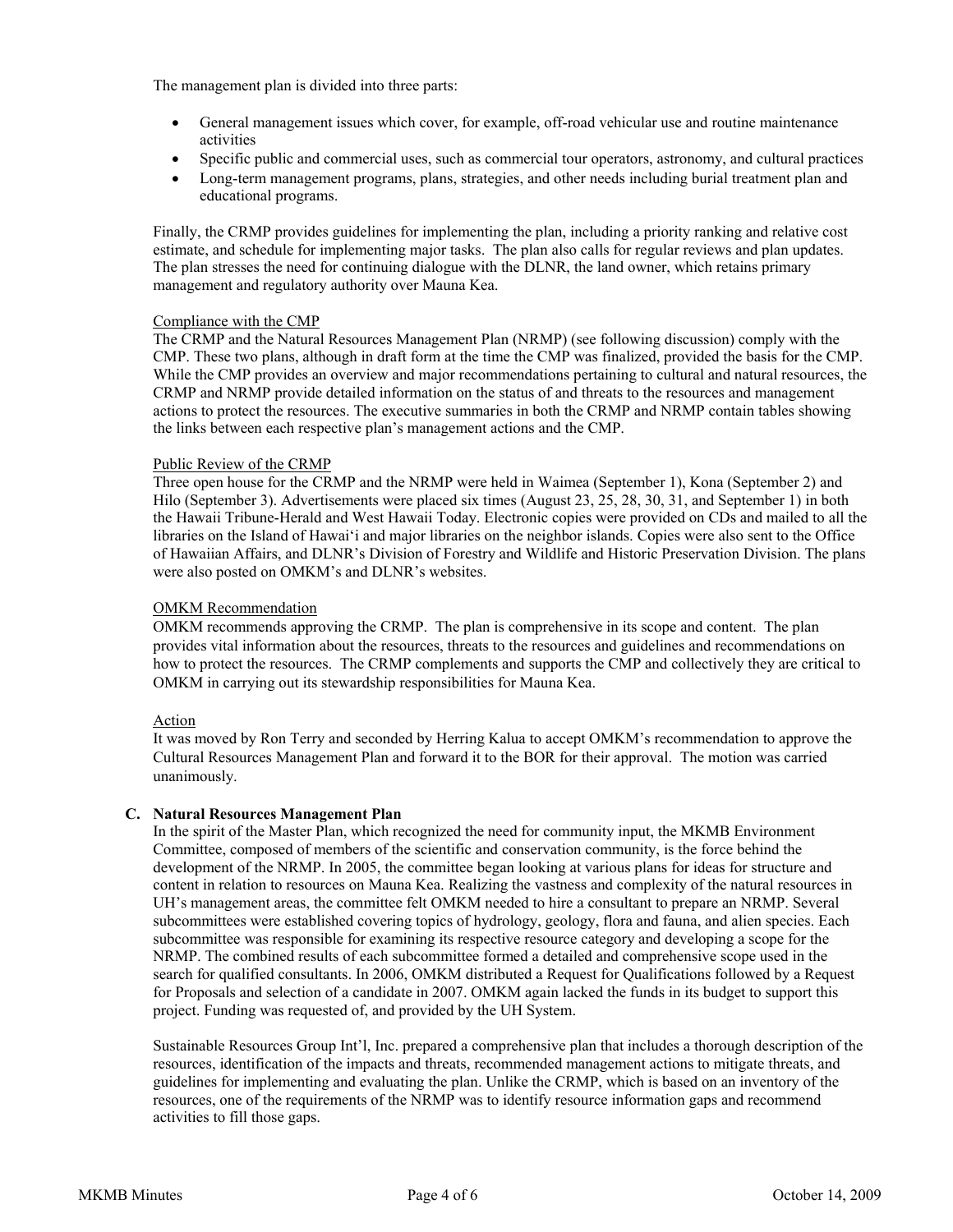The management plan is divided into three parts:

- General management issues which cover, for example, off-road vehicular use and routine maintenance activities
- Specific public and commercial uses, such as commercial tour operators, astronomy, and cultural practices
- Long-term management programs, plans, strategies, and other needs including burial treatment plan and educational programs.

Finally, the CRMP provides guidelines for implementing the plan, including a priority ranking and relative cost estimate, and schedule for implementing major tasks. The plan also calls for regular reviews and plan updates. The plan stresses the need for continuing dialogue with the DLNR, the land owner, which retains primary management and regulatory authority over Mauna Kea.

Compliance with the CMP

The CRMP and the Natural Resources Management Plan (NRMP) (see following discussion) comply with the CMP. These two plans, although in draft form at the time the CMP was finalized, provided the basis for the CMP. While the CMP provides an overview and major recommendations pertaining to cultural and natural resources, the CRMP and NRMP provide detailed information on the status of and threats to the resources and management actions to protect the resources. The executive summaries in both the CRMP and NRMP contain tables showing the links between each respective plan's management actions and the CMP.

Public Review of the CRMP

Three open house for the CRMP and the NRMP were held in Waimea (September 1), Kona (September 2) and Hilo (September 3). Advertisements were placed six times (August 23, 25, 28, 30, 31, and September 1) in both the Hawaii Tribune-Herald and West Hawaii Today. Electronic copies were provided on CDs and mailed to all the libraries on the Island of Hawai'i and major libraries on the neighbor islands. Copies were also sent to the Office of Hawaiian Affairs, and DLNR's Division of Forestry and Wildlife and Historic Preservation Division. The plans were also posted on OMKM's and DLNR's websites.

OMKM Recommendation

OMKM recommends approving the CRMP. The plan is comprehensive in its scope and content. The plan provides vital information about the resources, threats to the resources and guidelines and recommendations on how to protect the resources. The CRMP complements and supports the CMP and collectively they are critical to OMKM in carrying out its stewardship responsibilities for Mauna Kea.

Action

It was moved by Ron Terry and seconded by Herring Kalua to accept OMKM's recommendation to approve the Cultural Resources Management Plan and forward it to the BOR for their approval. The motion was carried unanimously.

**C. Natural Resources Management Plan**

In the spirit of the Master Plan, which recognized the need for community input, the MKMB Environment Committee, composed of members of the scientific and conservation community, is the force behind the development of the NRMP. In 2005, the committee began looking at various plans for ideas for structure and content in relation to resources on Mauna Kea. Realizing the vastness and complexity of the natural resources in UH's management areas, the committee felt OMKM needed to hire a consultant to prepare an NRMP. Several subcommittees were established covering topics of hydrology, geology, flora and fauna, and alien species. Each subcommittee was responsible for examining its respective resource category and developing a scope for the NRMP. The combined results of each subcommittee formed a detailed and comprehensive scope used in the search for qualified consultants. In 2006, OMKM distributed a Request for Qualifications followed by a Request for Proposals and selection of a candidate in 2007. OMKM again lacked the funds in its budget to support this project. Funding was requested of, and provided by the UH System.

Sustainable Resources Group Int'l, Inc. prepared a comprehensive plan that includes a thorough description of the resources, identification of the impacts and threats, recommended management actions to mitigate threats, and guidelines for implementing and evaluating the plan. Unlike the CRMP, which is based on an inventory of the resources, one of the requirements of the NRMP was to identify resource information gaps and recommend activities to fill those gaps.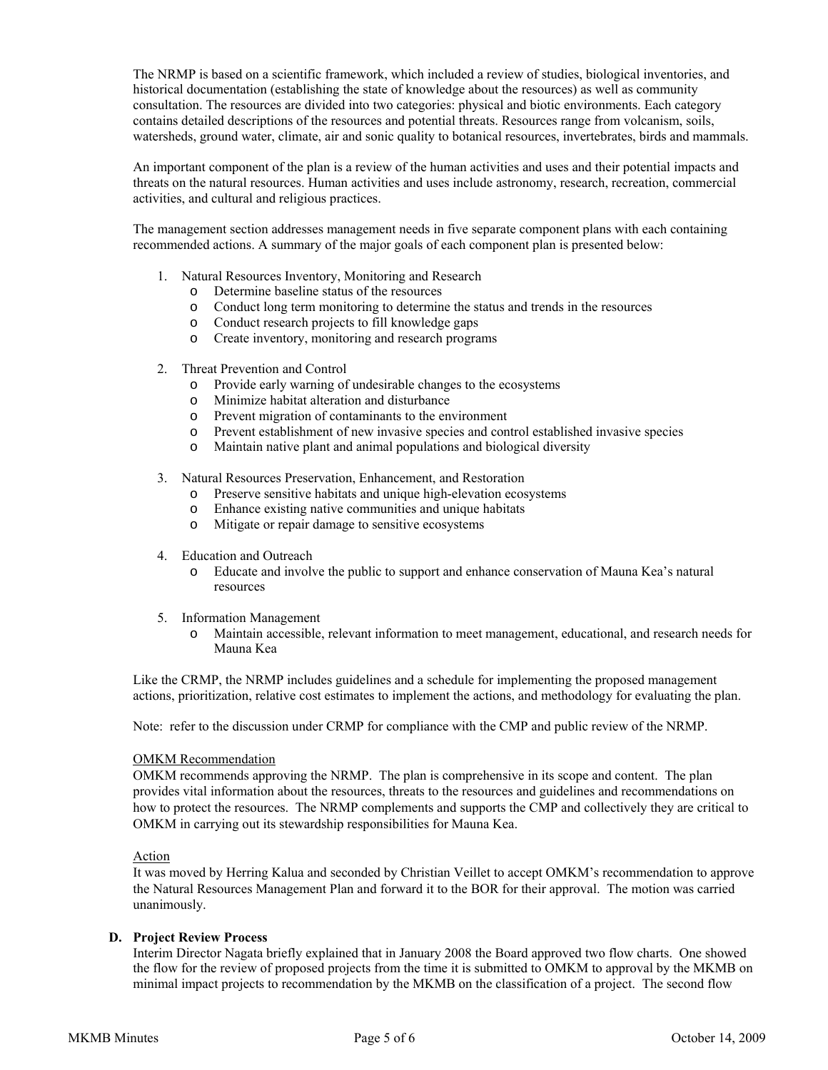The NRMP is based on a scientific framework, which included a review of studies, biological inventories, and historical documentation (establishing the state of knowledge about the resources) as well as community consultation. The resources are divided into two categories: physical and biotic environments. Each category contains detailed descriptions of the resources and potential threats. Resources range from volcanism, soils, watersheds, ground water, climate, air and sonic quality to botanical resources, invertebrates, birds and mammals.

An important component of the plan is a review of the human activities and uses and their potential impacts and threats on the natural resources. Human activities and uses include astronomy, research, recreation, commercial activities, and cultural and religious practices.

The management section addresses management needs in five separate component plans with each containing recommended actions. A summary of the major goals of each component plan is presented below:

1. Natural Resources Inventory, Monitoring and Research
   - Determine baseline status of the resources
   - Conduct long term monitoring to determine the status and trends in the resources
   - Conduct research projects to fill knowledge gaps
   - Create inventory, monitoring and research programs

2. Threat Prevention and Control
   - Provide early warning of undesirable changes to the ecosystems
   - Minimize habitat alteration and disturbance
   - Prevent migration of contaminants to the environment
   - Prevent establishment of new invasive species and control established invasive species
   - Maintain native plant and animal populations and biological diversity

3. Natural Resources Preservation, Enhancement, and Restoration
   - Preserve sensitive habitats and unique high-elevation ecosystems
   - Enhance existing native communities and unique habitats
   - Mitigate or repair damage to sensitive ecosystems

4. Education and Outreach
   - Educate and involve the public to support and enhance conservation of Mauna Kea's natural resources

5. Information Management
   - Maintain accessible, relevant information to meet management, educational, and research needs for Mauna Kea

Like the CRMP, the NRMP includes guidelines and a schedule for implementing the proposed management actions, prioritization, relative cost estimates to implement the actions, and methodology for evaluating the plan.

Note: refer to the discussion under CRMP for compliance with the CMP and public review of the NRMP.

<u>OMKM Recommendation</u>
OMKM recommends approving the NRMP. The plan is comprehensive in its scope and content. The plan provides vital information about the resources, threats to the resources and guidelines and recommendations on how to protect the resources. The NRMP complements and supports the CMP and collectively they are critical to OMKM in carrying out its stewardship responsibilities for Mauna Kea.

<u>Action</u>
It was moved by Herring Kalua and seconded by Christian Veillet to accept OMKM's recommendation to approve the Natural Resources Management Plan and forward it to the BOR for their approval. The motion was carried unanimously.

**D. Project Review Process**

Interim Director Nagata briefly explained that in January 2008 the Board approved two flow charts. One showed the flow for the review of proposed projects from the time it is submitted to OMKM to approval by the MKMB on minimal impact projects to recommendation by the MKMB on the classification of a project. The second flow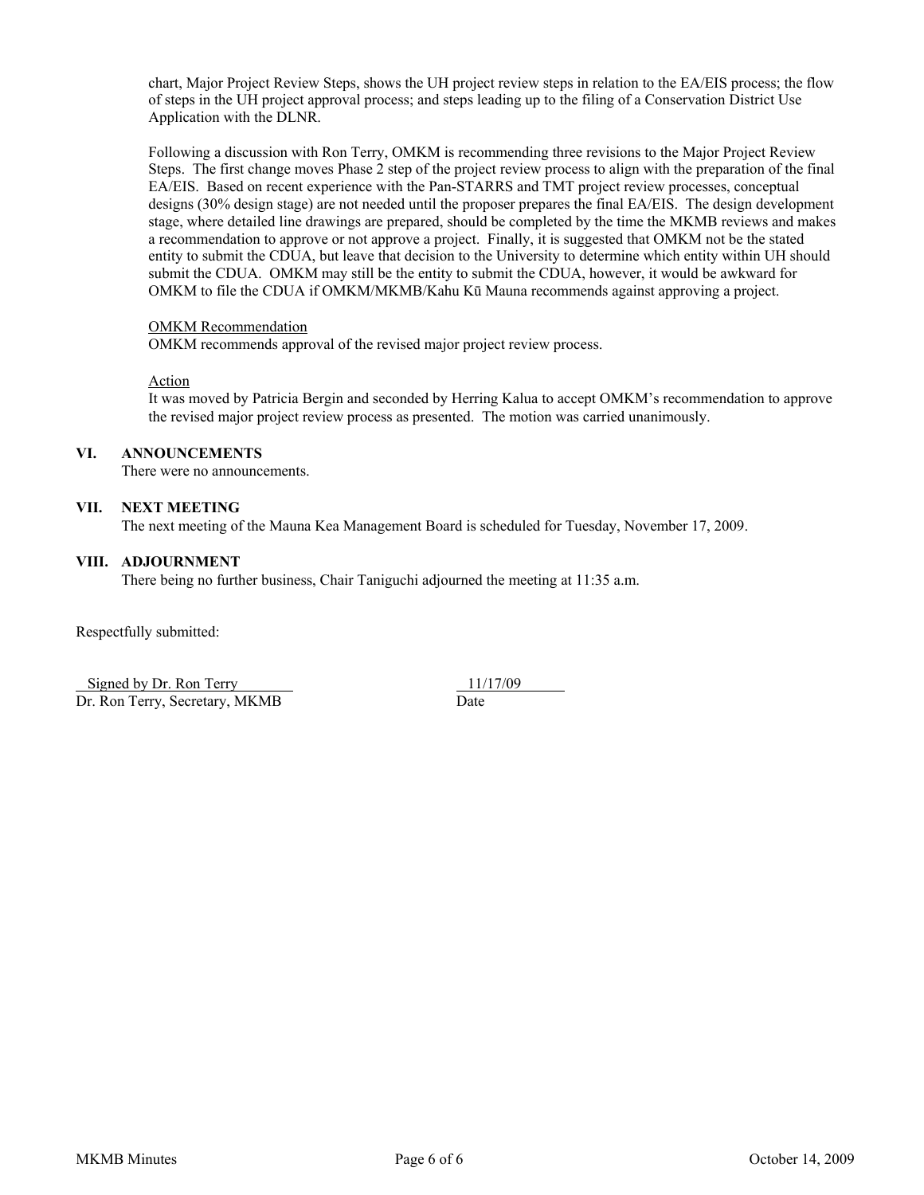chart, Major Project Review Steps, shows the UH project review steps in relation to the EA/EIS process; the flow of steps in the UH project approval process; and steps leading up to the filing of a Conservation District Use Application with the DLNR.

Following a discussion with Ron Terry, OMKM is recommending three revisions to the Major Project Review Steps. The first change moves Phase 2 step of the project review process to align with the preparation of the final EA/EIS. Based on recent experience with the Pan-STARRS and TMT project review processes, conceptual designs (30% design stage) are not needed until the proposer prepares the final EA/EIS. The design development stage, where detailed line drawings are prepared, should be completed by the time the MKMB reviews and makes a recommendation to approve or not approve a project. Finally, it is suggested that OMKM not be the stated entity to submit the CDUA, but leave that decision to the University to determine which entity within UH should submit the CDUA. OMKM may still be the entity to submit the CDUA, however, it would be awkward for OMKM to file the CDUA if OMKM/MKMB/Kahu Kū Mauna recommends against approving a project.

OMKM Recommendation
OMKM recommends approval of the revised major project review process.

Action
It was moved by Patricia Bergin and seconded by Herring Kalua to accept OMKM's recommendation to approve the revised major project review process as presented. The motion was carried unanimously.

## VI. ANNOUNCEMENTS

There were no announcements.

## VII. NEXT MEETING

The next meeting of the Mauna Kea Management Board is scheduled for Tuesday, November 17, 2009.

## VIII. ADJOURNMENT

There being no further business, Chair Taniguchi adjourned the meeting at 11:35 a.m.

Respectfully submitted:

Signed by Dr. Ron Terry
Dr. Ron Terry, Secretary, MKMB

11/17/09
Date